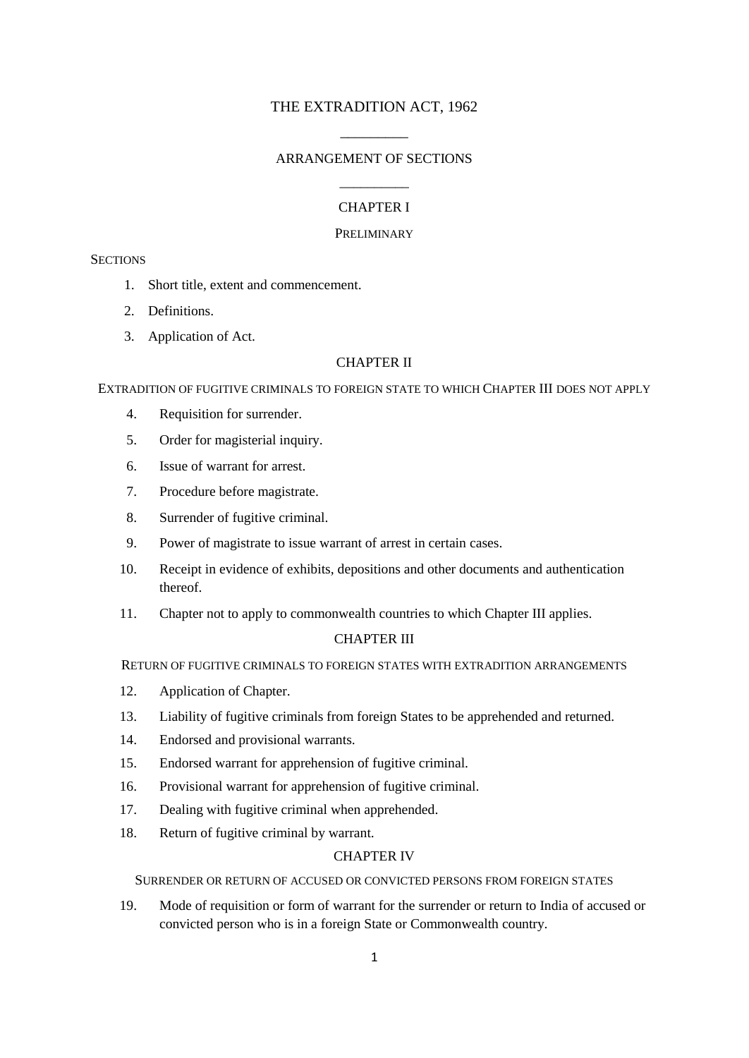# THE EXTRADITION ACT, 1962

## ARRANGEMENT OF SECTIONS

### CHAPTER I

PRELIMINARY

SECTIONS

1. Short title, extent and commencement.
2. Definitions.
3. Application of Act.

### CHAPTER II

EXTRADITION OF FUGITIVE CRIMINALS TO FOREIGN STATE TO WHICH CHAPTER III DOES NOT APPLY

4. Requisition for surrender.
5. Order for magisterial inquiry.
6. Issue of warrant for arrest.
7. Procedure before magistrate.
8. Surrender of fugitive criminal.
9. Power of magistrate to issue warrant of arrest in certain cases.
10. Receipt in evidence of exhibits, depositions and other documents and authentication thereof.
11. Chapter not to apply to commonwealth countries to which Chapter III applies.

### CHAPTER III

RETURN OF FUGITIVE CRIMINALS TO FOREIGN STATES WITH EXTRADITION ARRANGEMENTS

12. Application of Chapter.
13. Liability of fugitive criminals from foreign States to be apprehended and returned.
14. Endorsed and provisional warrants.
15. Endorsed warrant for apprehension of fugitive criminal.
16. Provisional warrant for apprehension of fugitive criminal.
17. Dealing with fugitive criminal when apprehended.
18. Return of fugitive criminal by warrant.

### CHAPTER IV

SURRENDER OR RETURN OF ACCUSED OR CONVICTED PERSONS FROM FOREIGN STATES

19. Mode of requisition or form of warrant for the surrender or return to India of accused or convicted person who is in a foreign State or Commonwealth country.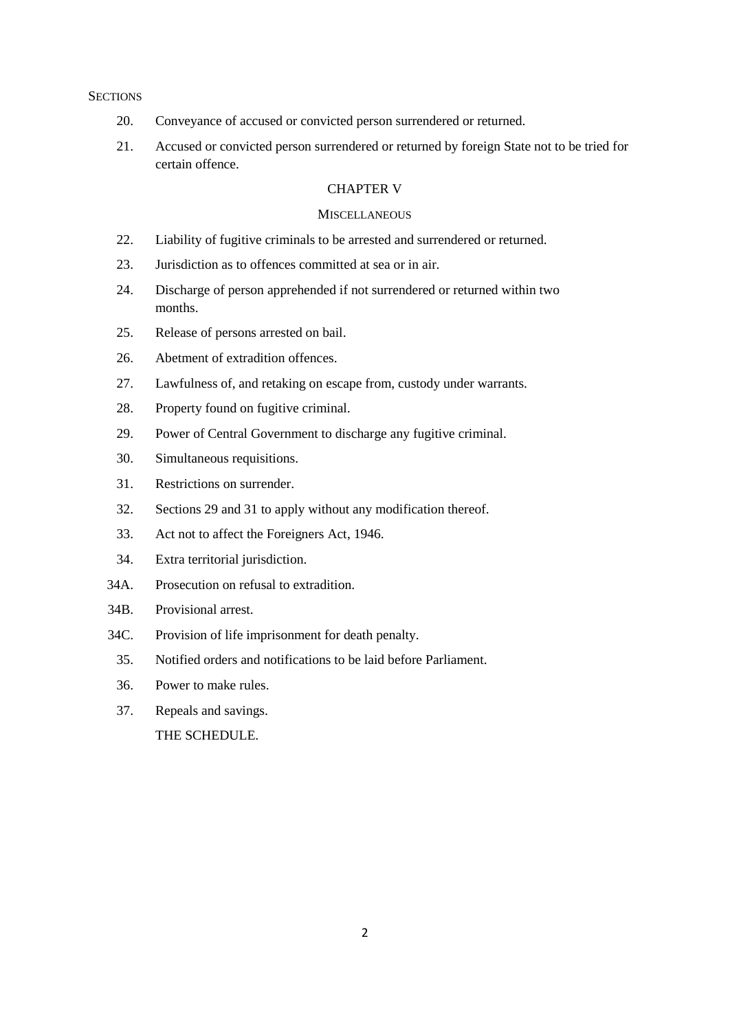SECTIONS

20. Conveyance of accused or convicted person surrendered or returned.

21. Accused or convicted person surrendered or returned by foreign State not to be tried for certain offence.

## CHAPTER V

### MISCELLANEOUS

22. Liability of fugitive criminals to be arrested and surrendered or returned.

23. Jurisdiction as to offences committed at sea or in air.

24. Discharge of person apprehended if not surrendered or returned within two months.

25. Release of persons arrested on bail.

26. Abetment of extradition offences.

27. Lawfulness of, and retaking on escape from, custody under warrants.

28. Property found on fugitive criminal.

29. Power of Central Government to discharge any fugitive criminal.

30. Simultaneous requisitions.

31. Restrictions on surrender.

32. Sections 29 and 31 to apply without any modification thereof.

33. Act not to affect the Foreigners Act, 1946.

34. Extra territorial jurisdiction.

34A. Prosecution on refusal to extradition.

34B. Provisional arrest.

34C. Provision of life imprisonment for death penalty.

35. Notified orders and notifications to be laid before Parliament.

36. Power to make rules.

37. Repeals and savings.

THE SCHEDULE.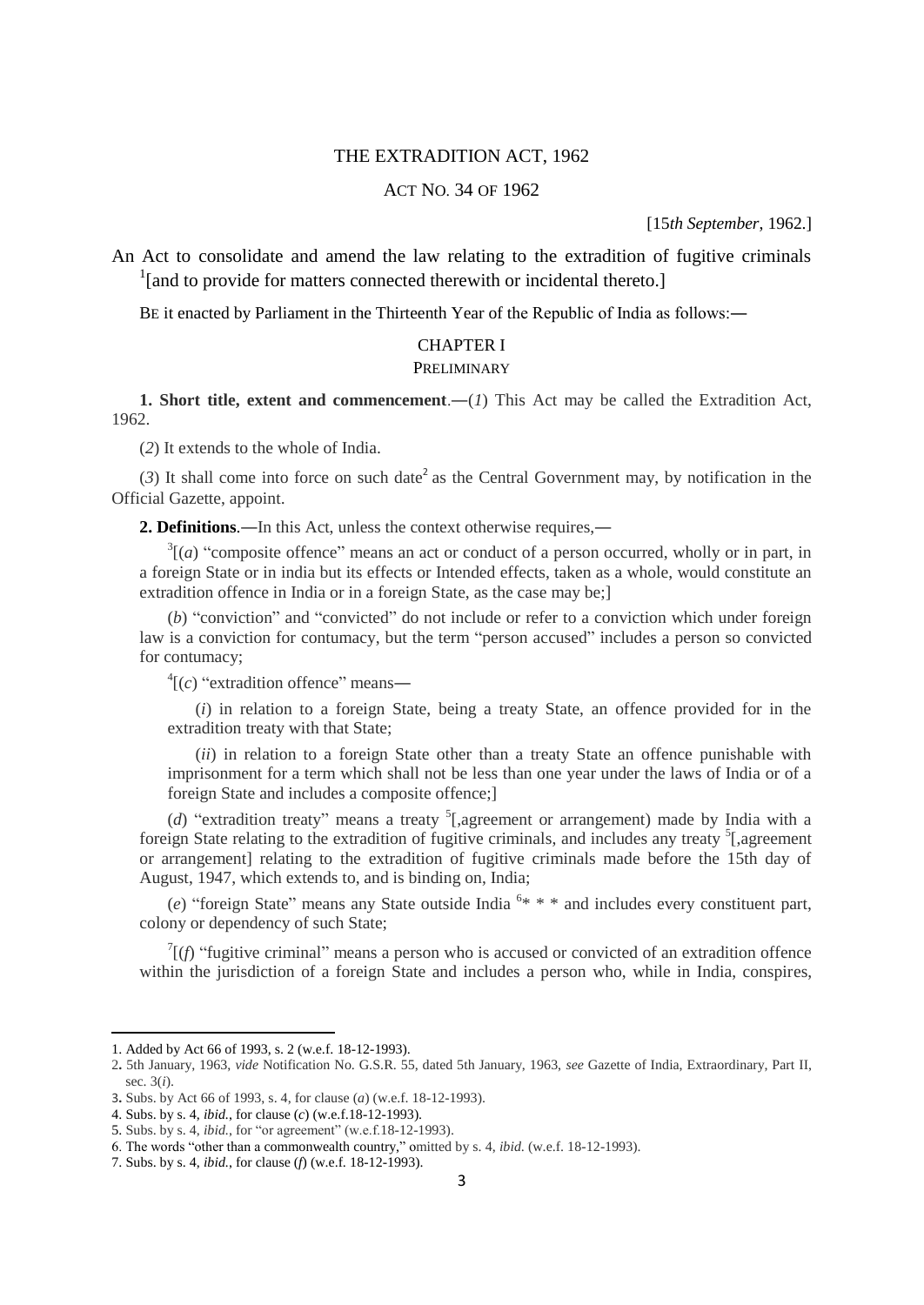# THE EXTRADITION ACT, 1962

## ACT NO. 34 OF 1962

[15*th September*, 1962.]

An Act to consolidate and amend the law relating to the extradition of fugitive criminals [1][and to provide for matters connected therewith or incidental thereto.]

BE it enacted by Parliament in the Thirteenth Year of the Republic of India as follows:―

## CHAPTER I

### PRELIMINARY

**1. Short title, extent and commencement**.―(*1*) This Act may be called the Extradition Act, 1962.

(*2*) It extends to the whole of India.

(*3*) It shall come into force on such date[2] as the Central Government may, by notification in the Official Gazette, appoint.

**2. Definitions**.―In this Act, unless the context otherwise requires,―

[3][(*a*) "composite offence" means an act or conduct of a person occurred, wholly or in part, in a foreign State or in india but its effects or Intended effects, taken as a whole, would constitute an extradition offence in India or in a foreign State, as the case may be;]

(*b*) "conviction" and "convicted" do not include or refer to a conviction which under foreign law is a conviction for contumacy, but the term "person accused" includes a person so convicted for contumacy;

[4][(*c*) "extradition offence" means―

(*i*) in relation to a foreign State, being a treaty State, an offence provided for in the extradition treaty with that State;

(*ii*) in relation to a foreign State other than a treaty State an offence punishable with imprisonment for a term which shall not be less than one year under the laws of India or of a foreign State and includes a composite offence;]

(*d*) "extradition treaty" means a treaty [5][,agreement or arrangement) made by India with a foreign State relating to the extradition of fugitive criminals, and includes any treaty [5][,agreement or arrangement] relating to the extradition of fugitive criminals made before the 15th day of August, 1947, which extends to, and is binding on, India;

(*e*) "foreign State" means any State outside India [6]* * * and includes every constituent part, colony or dependency of such State;

[7][(*f*) "fugitive criminal" means a person who is accused or convicted of an extradition offence within the jurisdiction of a foreign State and includes a person who, while in India, conspires,

---

1. Added by Act 66 of 1993, s. 2 (w.e.f. 18-12-1993).
2. 5th January, 1963, *vide* Notification No. G.S.R. 55, dated 5th January, 1963, *see* Gazette of India, Extraordinary, Part II, sec. 3(*i*).
3. Subs. by Act 66 of 1993, s. 4, for clause (*a*) (w.e.f. 18-12-1993).
4. Subs. by s. 4, *ibid.*, for clause (*c*) (w.e.f.18-12-1993).
5. Subs. by s. 4, *ibid.*, for "or agreement" (w.e.f.18-12-1993).
6. The words "other than a commonwealth country," omitted by s. 4, *ibid.* (w.e.f. 18-12-1993).
7. Subs. by s. 4, *ibid.*, for clause (*f*) (w.e.f. 18-12-1993).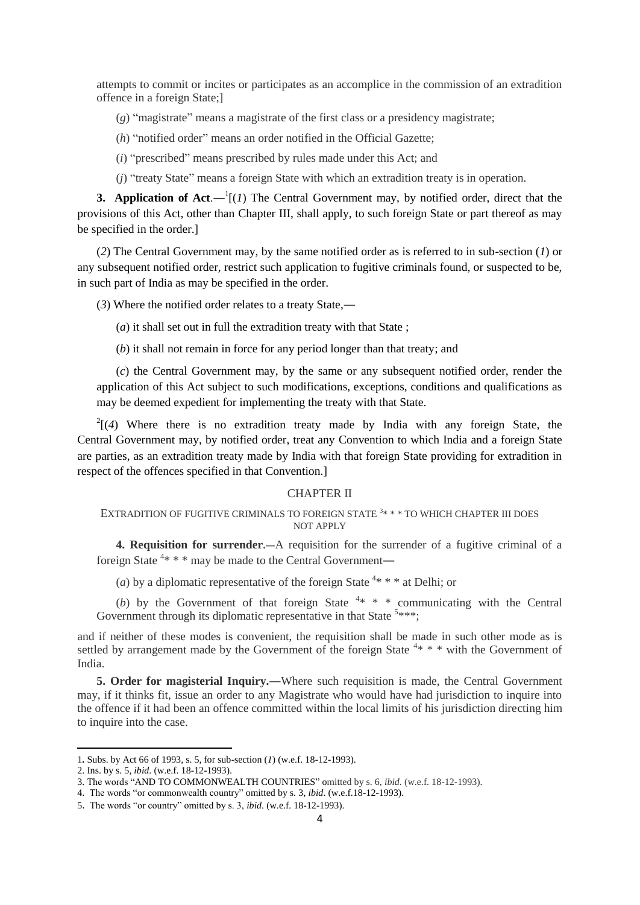attempts to commit or incites or participates as an accomplice in the commission of an extradition offence in a foreign State;]

(*g*) "magistrate" means a magistrate of the first class or a presidency magistrate;

(*h*) "notified order" means an order notified in the Official Gazette;

(*i*) "prescribed" means prescribed by rules made under this Act; and

(*j*) "treaty State" means a foreign State with which an extradition treaty is in operation.

**3. Application of Act**.—[1][(*1*) The Central Government may, by notified order, direct that the provisions of this Act, other than Chapter III, shall apply, to such foreign State or part thereof as may be specified in the order.]

(*2*) The Central Government may, by the same notified order as is referred to in sub-section (*1*) or any subsequent notified order, restrict such application to fugitive criminals found, or suspected to be, in such part of India as may be specified in the order.

(*3*) Where the notified order relates to a treaty State,—

(*a*) it shall set out in full the extradition treaty with that State ;

(*b*) it shall not remain in force for any period longer than that treaty; and

(*c*) the Central Government may, by the same or any subsequent notified order, render the application of this Act subject to such modifications, exceptions, conditions and qualifications as may be deemed expedient for implementing the treaty with that State.

[2][(*4*) Where there is no extradition treaty made by India with any foreign State, the Central Government may, by notified order, treat any Convention to which India and a foreign State are parties, as an extradition treaty made by India with that foreign State providing for extradition in respect of the offences specified in that Convention.]

## CHAPTER II

### EXTRADITION OF FUGITIVE CRIMINALS TO FOREIGN STATE [3]* * * TO WHICH CHAPTER III DOES NOT APPLY

**4. Requisition for surrender**.—A requisition for the surrender of a fugitive criminal of a foreign State [4]* * * may be made to the Central Government—

(*a*) by a diplomatic representative of the foreign State [4]* * * at Delhi; or

(*b*) by the Government of that foreign State [4]* * * communicating with the Central Government through its diplomatic representative in that State [5]***;

and if neither of these modes is convenient, the requisition shall be made in such other mode as is settled by arrangement made by the Government of the foreign State [4]* * * with the Government of India.

**5. Order for magisterial Inquiry.**—Where such requisition is made, the Central Government may, if it thinks fit, issue an order to any Magistrate who would have had jurisdiction to inquire into the offence if it had been an offence committed within the local limits of his jurisdiction directing him to inquire into the case.

---

1. Subs. by Act 66 of 1993, s. 5, for sub-section (*1*) (w.e.f. 18-12-1993).
2. Ins. by s. 5, *ibid*. (w.e.f. 18-12-1993).
3. The words "AND TO COMMONWEALTH COUNTRIES" omitted by s. 6, *ibid.* (w.e.f. 18-12-1993).
4. The words "or commonwealth country" omitted by s. 3, *ibid*. (w.e.f.18-12-1993).
5. The words "or country" omitted by s. 3, *ibid*. (w.e.f. 18-12-1993).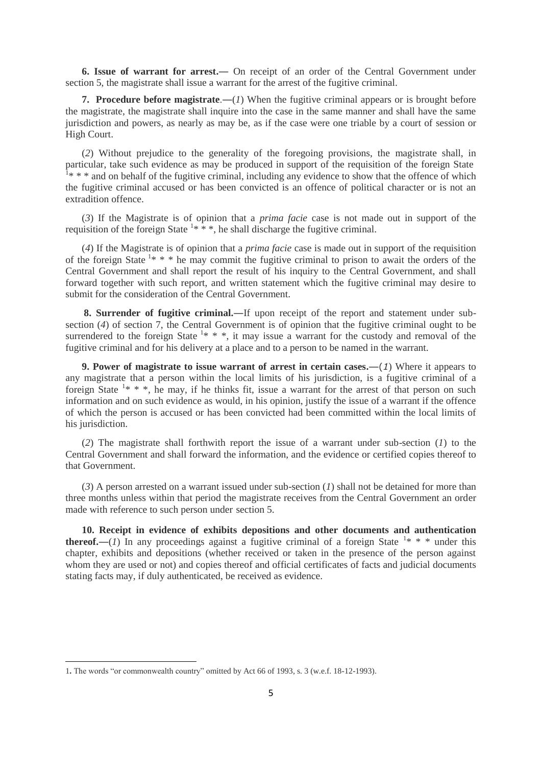**6. Issue of warrant for arrest.―** On receipt of an order of the Central Government under section 5, the magistrate shall issue a warrant for the arrest of the fugitive criminal.

**7. Procedure before magistrate**.―(*1*) When the fugitive criminal appears or is brought before the magistrate, the magistrate shall inquire into the case in the same manner and shall have the same jurisdiction and powers, as nearly as may be, as if the case were one triable by a court of session or High Court.

(*2*) Without prejudice to the generality of the foregoing provisions, the magistrate shall, in particular, take such evidence as may be produced in support of the requisition of the foreign State [1]* * * and on behalf of the fugitive criminal, including any evidence to show that the offence of which the fugitive criminal accused or has been convicted is an offence of political character or is not an extradition offence.

(*3*) If the Magistrate is of opinion that a *prima facie* case is not made out in support of the requisition of the foreign State [1]* * *, he shall discharge the fugitive criminal.

(*4*) If the Magistrate is of opinion that a *prima facie* case is made out in support of the requisition of the foreign State [1]* * * he may commit the fugitive criminal to prison to await the orders of the Central Government and shall report the result of his inquiry to the Central Government, and shall forward together with such report, and written statement which the fugitive criminal may desire to submit for the consideration of the Central Government.

**8. Surrender of fugitive criminal.―**If upon receipt of the report and statement under sub-section (*4*) of section 7, the Central Government is of opinion that the fugitive criminal ought to be surrendered to the foreign State [1]* * *, it may issue a warrant for the custody and removal of the fugitive criminal and for his delivery at a place and to a person to be named in the warrant.

**9. Power of magistrate to issue warrant of arrest in certain cases.―**(*1*) Where it appears to any magistrate that a person within the local limits of his jurisdiction, is a fugitive criminal of a foreign State [1]* * *, he may, if he thinks fit, issue a warrant for the arrest of that person on such information and on such evidence as would, in his opinion, justify the issue of a warrant if the offence of which the person is accused or has been convicted had been committed within the local limits of his jurisdiction.

(*2*) The magistrate shall forthwith report the issue of a warrant under sub-section (*1*) to the Central Government and shall forward the information, and the evidence or certified copies thereof to that Government.

(*3*) A person arrested on a warrant issued under sub-section (*1*) shall not be detained for more than three months unless within that period the magistrate receives from the Central Government an order made with reference to such person under section 5.

**10. Receipt in evidence of exhibits depositions and other documents and authentication thereof.―**(*1*) In any proceedings against a fugitive criminal of a foreign State [1]* * * under this chapter, exhibits and depositions (whether received or taken in the presence of the person against whom they are used or not) and copies thereof and official certificates of facts and judicial documents stating facts may, if duly authenticated, be received as evidence.

---

1. The words "or commonwealth country" omitted by Act 66 of 1993, s. 3 (w.e.f. 18-12-1993).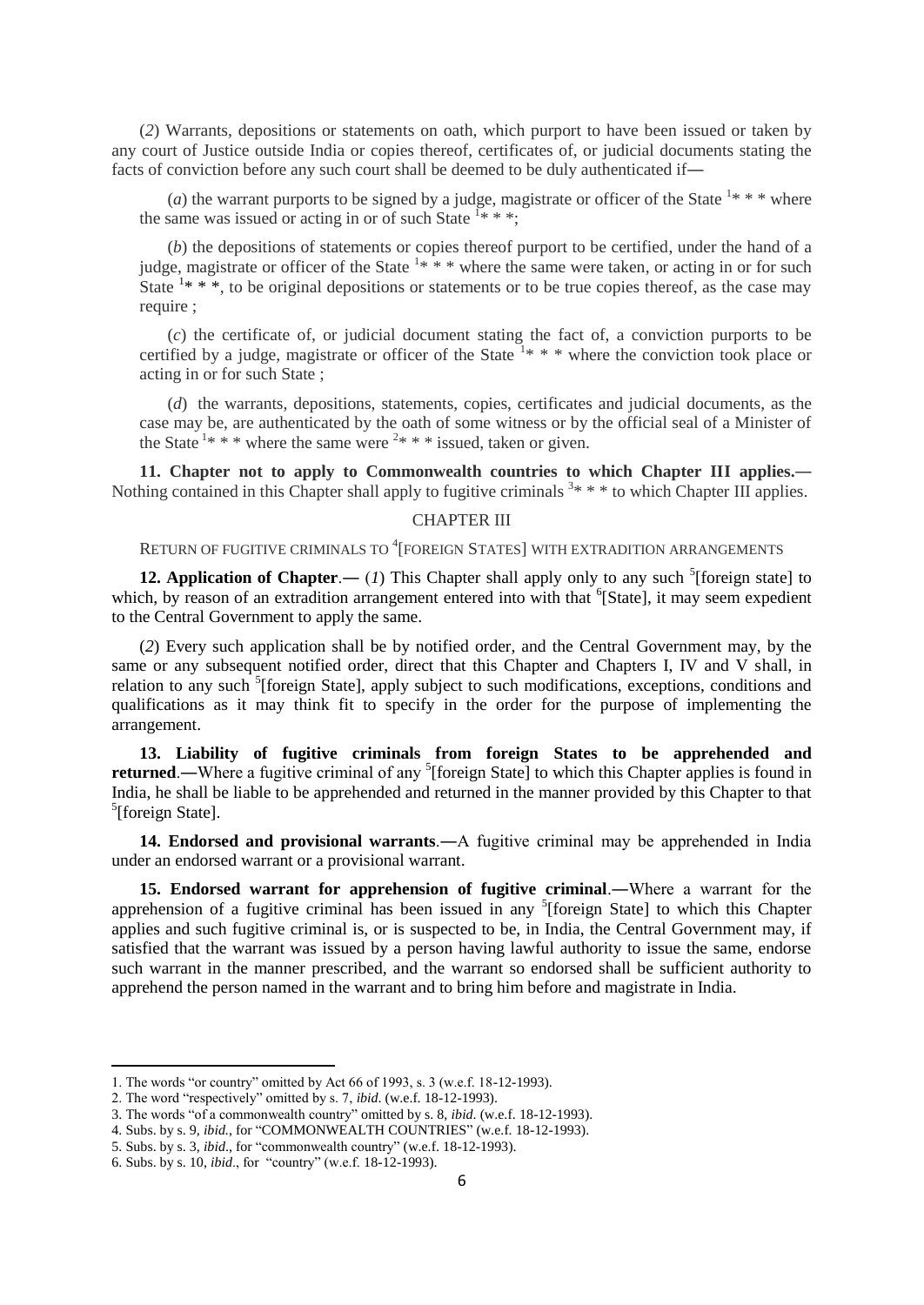(*2*) Warrants, depositions or statements on oath, which purport to have been issued or taken by any court of Justice outside India or copies thereof, certificates of, or judicial documents stating the facts of conviction before any such court shall be deemed to be duly authenticated if―

(*a*) the warrant purports to be signed by a judge, magistrate or officer of the State [1]* * * where the same was issued or acting in or of such State [1]* * *;

(*b*) the depositions of statements or copies thereof purport to be certified, under the hand of a judge, magistrate or officer of the State [1]* * * where the same were taken, or acting in or for such State [1]* * *, to be original depositions or statements or to be true copies thereof, as the case may require ;

(*c*) the certificate of, or judicial document stating the fact of, a conviction purports to be certified by a judge, magistrate or officer of the State [1]* * * where the conviction took place or acting in or for such State ;

(*d*) the warrants, depositions, statements, copies, certificates and judicial documents, as the case may be, are authenticated by the oath of some witness or by the official seal of a Minister of the State [1]* * * where the same were [2]* * * issued, taken or given.

**11. Chapter not to apply to Commonwealth countries to which Chapter III applies.―** Nothing contained in this Chapter shall apply to fugitive criminals [3]* * * to which Chapter III applies.

## CHAPTER III

### RETURN OF FUGITIVE CRIMINALS TO [4][FOREIGN STATES] WITH EXTRADITION ARRANGEMENTS

**12. Application of Chapter**.― (*1*) This Chapter shall apply only to any such [5][foreign state] to which, by reason of an extradition arrangement entered into with that [6][State], it may seem expedient to the Central Government to apply the same.

(*2*) Every such application shall be by notified order, and the Central Government may, by the same or any subsequent notified order, direct that this Chapter and Chapters I, IV and V shall, in relation to any such [5][foreign State], apply subject to such modifications, exceptions, conditions and qualifications as it may think fit to specify in the order for the purpose of implementing the arrangement.

**13. Liability of fugitive criminals from foreign States to be apprehended and returned**.―Where a fugitive criminal of any [5][foreign State] to which this Chapter applies is found in India, he shall be liable to be apprehended and returned in the manner provided by this Chapter to that [5][foreign State].

**14. Endorsed and provisional warrants**.―A fugitive criminal may be apprehended in India under an endorsed warrant or a provisional warrant.

**15. Endorsed warrant for apprehension of fugitive criminal**.―Where a warrant for the apprehension of a fugitive criminal has been issued in any [5][foreign State] to which this Chapter applies and such fugitive criminal is, or is suspected to be, in India, the Central Government may, if satisfied that the warrant was issued by a person having lawful authority to issue the same, endorse such warrant in the manner prescribed, and the warrant so endorsed shall be sufficient authority to apprehend the person named in the warrant and to bring him before and magistrate in India.

---

1. The words "or country" omitted by Act 66 of 1993, s. 3 (w.e.f. 18-12-1993).
2. The word "respectively" omitted by s. 7, *ibid*. (w.e.f. 18-12-1993).
3. The words "of a commonwealth country" omitted by s. 8, *ibid*. (w.e.f. 18-12-1993).
4. Subs. by s. 9, *ibid.*, for "COMMONWEALTH COUNTRIES" (w.e.f. 18-12-1993).
5. Subs. by s. 3, *ibid*., for "commonwealth country" (w.e.f. 18-12-1993).
6. Subs. by s. 10, *ibid*., for "country" (w.e.f. 18-12-1993).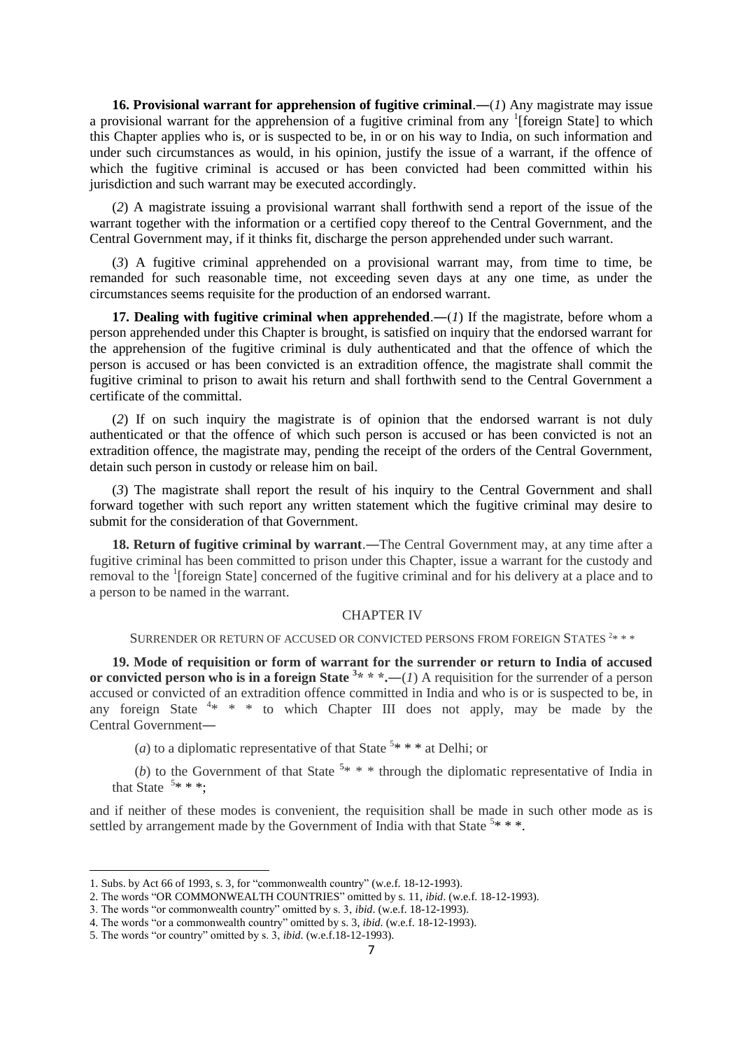**16. Provisional warrant for apprehension of fugitive criminal**.―(*1*) Any magistrate may issue a provisional warrant for the apprehension of a fugitive criminal from any [1][foreign State] to which this Chapter applies who is, or is suspected to be, in or on his way to India, on such information and under such circumstances as would, in his opinion, justify the issue of a warrant, if the offence of which the fugitive criminal is accused or has been convicted had been committed within his jurisdiction and such warrant may be executed accordingly.

(*2*) A magistrate issuing a provisional warrant shall forthwith send a report of the issue of the warrant together with the information or a certified copy thereof to the Central Government, and the Central Government may, if it thinks fit, discharge the person apprehended under such warrant.

(*3*) A fugitive criminal apprehended on a provisional warrant may, from time to time, be remanded for such reasonable time, not exceeding seven days at any one time, as under the circumstances seems requisite for the production of an endorsed warrant.

**17. Dealing with fugitive criminal when apprehended**.―(*1*) If the magistrate, before whom a person apprehended under this Chapter is brought, is satisfied on inquiry that the endorsed warrant for the apprehension of the fugitive criminal is duly authenticated and that the offence of which the person is accused or has been convicted is an extradition offence, the magistrate shall commit the fugitive criminal to prison to await his return and shall forthwith send to the Central Government a certificate of the committal.

(*2*) If on such inquiry the magistrate is of opinion that the endorsed warrant is not duly authenticated or that the offence of which such person is accused or has been convicted is not an extradition offence, the magistrate may, pending the receipt of the orders of the Central Government, detain such person in custody or release him on bail.

(*3*) The magistrate shall report the result of his inquiry to the Central Government and shall forward together with such report any written statement which the fugitive criminal may desire to submit for the consideration of that Government.

**18. Return of fugitive criminal by warrant**.―The Central Government may, at any time after a fugitive criminal has been committed to prison under this Chapter, issue a warrant for the custody and removal to the [1][foreign State] concerned of the fugitive criminal and for his delivery at a place and to a person to be named in the warrant.

## CHAPTER IV

### SURRENDER OR RETURN OF ACCUSED OR CONVICTED PERSONS FROM FOREIGN STATES [2]* * *

**19. Mode of requisition or form of warrant for the surrender or return to India of accused or convicted person who is in a foreign State [3]* * *.**―(*1*) A requisition for the surrender of a person accused or convicted of an extradition offence committed in India and who is or is suspected to be, in any foreign State [4]* * * to which Chapter III does not apply, may be made by the Central Government―

(*a*) to a diplomatic representative of that State [5]* * * at Delhi; or

(*b*) to the Government of that State [5]* * * through the diplomatic representative of India in that State [5]* * *;

and if neither of these modes is convenient, the requisition shall be made in such other mode as is settled by arrangement made by the Government of India with that State [5]* * *.

---

1. Subs. by Act 66 of 1993, s. 3, for "commonwealth country" (w.e.f. 18-12-1993).
2. The words "OR COMMONWEALTH COUNTRIES" omitted by s. 11, *ibid*. (w.e.f. 18-12-1993).
3. The words "or commonwealth country" omitted by s. 3, *ibid*. (w.e.f. 18-12-1993).
4. The words "or a commonwealth country" omitted by s. 3, *ibid*. (w.e.f. 18-12-1993).
5. The words "or country" omitted by s. 3, *ibid*. (w.e.f.18-12-1993).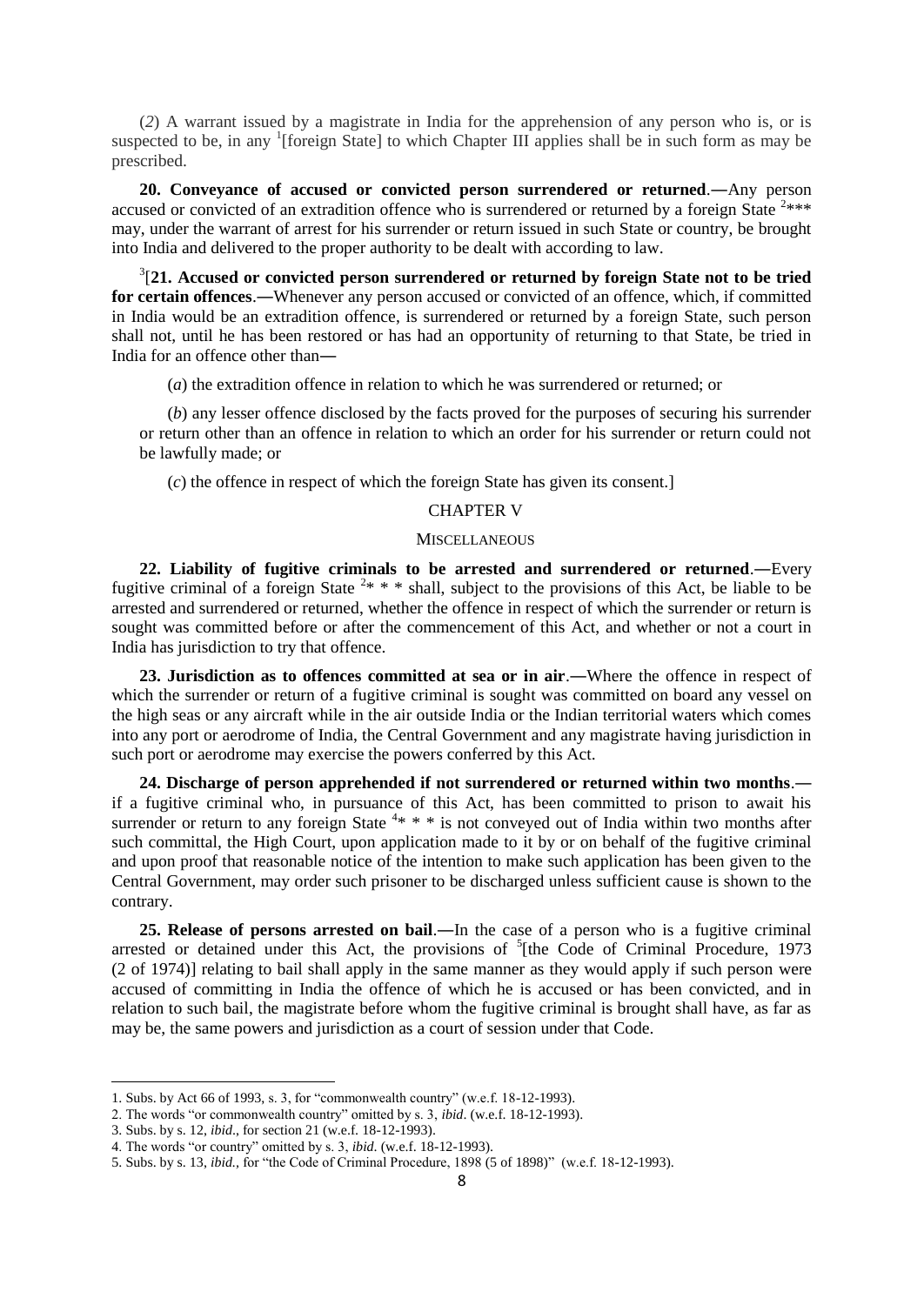(*2*) A warrant issued by a magistrate in India for the apprehension of any person who is, or is suspected to be, in any [1][foreign State] to which Chapter III applies shall be in such form as may be prescribed.

**20. Conveyance of accused or convicted person surrendered or returned**.**—**Any person accused or convicted of an extradition offence who is surrendered or returned by a foreign State [2]*** may, under the warrant of arrest for his surrender or return issued in such State or country, be brought into India and delivered to the proper authority to be dealt with according to law.

[3][**21. Accused or convicted person surrendered or returned by foreign State not to be tried for certain offences**.**—**Whenever any person accused or convicted of an offence, which, if committed in India would be an extradition offence, is surrendered or returned by a foreign State, such person shall not, until he has been restored or has had an opportunity of returning to that State, be tried in India for an offence other than**—**

(*a*) the extradition offence in relation to which he was surrendered or returned; or

(*b*) any lesser offence disclosed by the facts proved for the purposes of securing his surrender or return other than an offence in relation to which an order for his surrender or return could not be lawfully made; or

(*c*) the offence in respect of which the foreign State has given its consent.]

## CHAPTER V

## MISCELLANEOUS

**22. Liability of fugitive criminals to be arrested and surrendered or returned**.**—**Every fugitive criminal of a foreign State [2]* * * shall, subject to the provisions of this Act, be liable to be arrested and surrendered or returned, whether the offence in respect of which the surrender or return is sought was committed before or after the commencement of this Act, and whether or not a court in India has jurisdiction to try that offence.

**23. Jurisdiction as to offences committed at sea or in air**.**—**Where the offence in respect of which the surrender or return of a fugitive criminal is sought was committed on board any vessel on the high seas or any aircraft while in the air outside India or the Indian territorial waters which comes into any port or aerodrome of India, the Central Government and any magistrate having jurisdiction in such port or aerodrome may exercise the powers conferred by this Act.

**24. Discharge of person apprehended if not surrendered or returned within two months**.**—** if a fugitive criminal who, in pursuance of this Act, has been committed to prison to await his surrender or return to any foreign State [4]* * * is not conveyed out of India within two months after such committal, the High Court, upon application made to it by or on behalf of the fugitive criminal and upon proof that reasonable notice of the intention to make such application has been given to the Central Government, may order such prisoner to be discharged unless sufficient cause is shown to the contrary.

**25. Release of persons arrested on bail**.**—**In the case of a person who is a fugitive criminal arrested or detained under this Act, the provisions of [5][the Code of Criminal Procedure, 1973 (2 of 1974)] relating to bail shall apply in the same manner as they would apply if such person were accused of committing in India the offence of which he is accused or has been convicted, and in relation to such bail, the magistrate before whom the fugitive criminal is brought shall have, as far as may be, the same powers and jurisdiction as a court of session under that Code.

---

1. Subs. by Act 66 of 1993, s. 3, for "commonwealth country" (w.e.f. 18-12-1993).
2. The words "or commonwealth country" omitted by s. 3, *ibid*. (w.e.f. 18-12-1993).
3. Subs. by s. 12, *ibid*., for section 21 (w.e.f. 18-12-1993).
4. The words "or country" omitted by s. 3, *ibid*. (w.e.f. 18-12-1993).
5. Subs. by s. 13, *ibid.,* for "the Code of Criminal Procedure, 1898 (5 of 1898)" (w.e.f. 18-12-1993).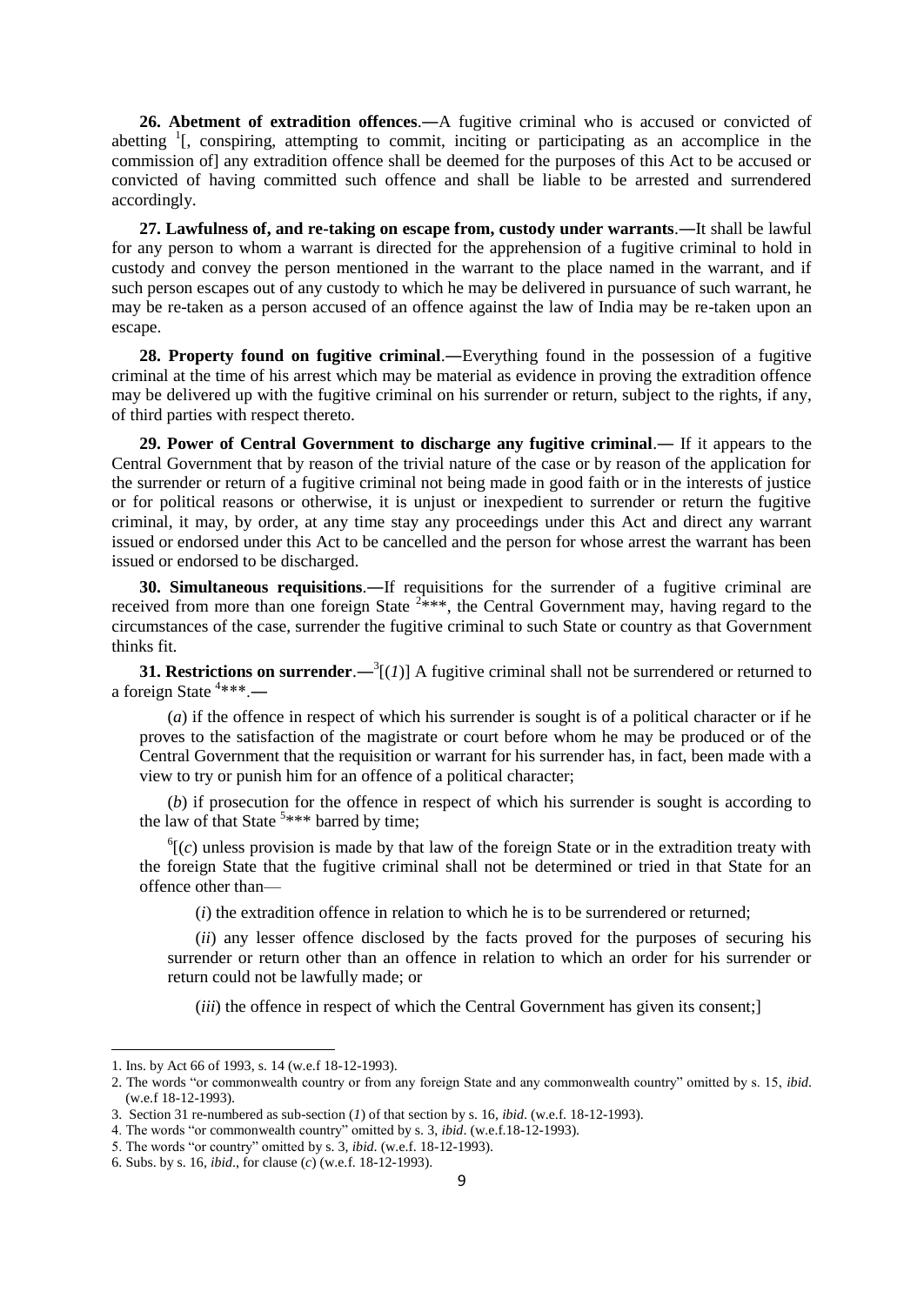**26. Abetment of extradition offences**.―A fugitive criminal who is accused or convicted of abetting [1][, conspiring, attempting to commit, inciting or participating as an accomplice in the commission of] any extradition offence shall be deemed for the purposes of this Act to be accused or convicted of having committed such offence and shall be liable to be arrested and surrendered accordingly.

**27. Lawfulness of, and re-taking on escape from, custody under warrants**.―It shall be lawful for any person to whom a warrant is directed for the apprehension of a fugitive criminal to hold in custody and convey the person mentioned in the warrant to the place named in the warrant, and if such person escapes out of any custody to which he may be delivered in pursuance of such warrant, he may be re-taken as a person accused of an offence against the law of India may be re-taken upon an escape.

**28. Property found on fugitive criminal**.―Everything found in the possession of a fugitive criminal at the time of his arrest which may be material as evidence in proving the extradition offence may be delivered up with the fugitive criminal on his surrender or return, subject to the rights, if any, of third parties with respect thereto.

**29. Power of Central Government to discharge any fugitive criminal**.― If it appears to the Central Government that by reason of the trivial nature of the case or by reason of the application for the surrender or return of a fugitive criminal not being made in good faith or in the interests of justice or for political reasons or otherwise, it is unjust or inexpedient to surrender or return the fugitive criminal, it may, by order, at any time stay any proceedings under this Act and direct any warrant issued or endorsed under this Act to be cancelled and the person for whose arrest the warrant has been issued or endorsed to be discharged.

**30. Simultaneous requisitions**.―If requisitions for the surrender of a fugitive criminal are received from more than one foreign State [2]***, the Central Government may, having regard to the circumstances of the case, surrender the fugitive criminal to such State or country as that Government thinks fit.

**31. Restrictions on surrender**.―[3][(*1*)] A fugitive criminal shall not be surrendered or returned to a foreign State [4]***.―

(*a*) if the offence in respect of which his surrender is sought is of a political character or if he proves to the satisfaction of the magistrate or court before whom he may be produced or of the Central Government that the requisition or warrant for his surrender has, in fact, been made with a view to try or punish him for an offence of a political character;

(*b*) if prosecution for the offence in respect of which his surrender is sought is according to the law of that State [5]*** barred by time;

[6][(*c*) unless provision is made by that law of the foreign State or in the extradition treaty with the foreign State that the fugitive criminal shall not be determined or tried in that State for an offence other than—

(*i*) the extradition offence in relation to which he is to be surrendered or returned;

(*ii*) any lesser offence disclosed by the facts proved for the purposes of securing his surrender or return other than an offence in relation to which an order for his surrender or return could not be lawfully made; or

(*iii*) the offence in respect of which the Central Government has given its consent;]

---

1. Ins. by Act 66 of 1993, s. 14 (w.e.f 18-12-1993).
2. The words "or commonwealth country or from any foreign State and any commonwealth country" omitted by s. 15, *ibid*. (w.e.f 18-12-1993).
3. Section 31 re-numbered as sub-section (*1*) of that section by s. 16, *ibid*. (w.e.f. 18-12-1993).
4. The words "or commonwealth country" omitted by s. 3, *ibid*. (w.e.f.18-12-1993).
5. The words "or country" omitted by s. 3, *ibid*. (w.e.f. 18-12-1993).
6. Subs. by s. 16, *ibid*., for clause (*c*) (w.e.f. 18-12-1993).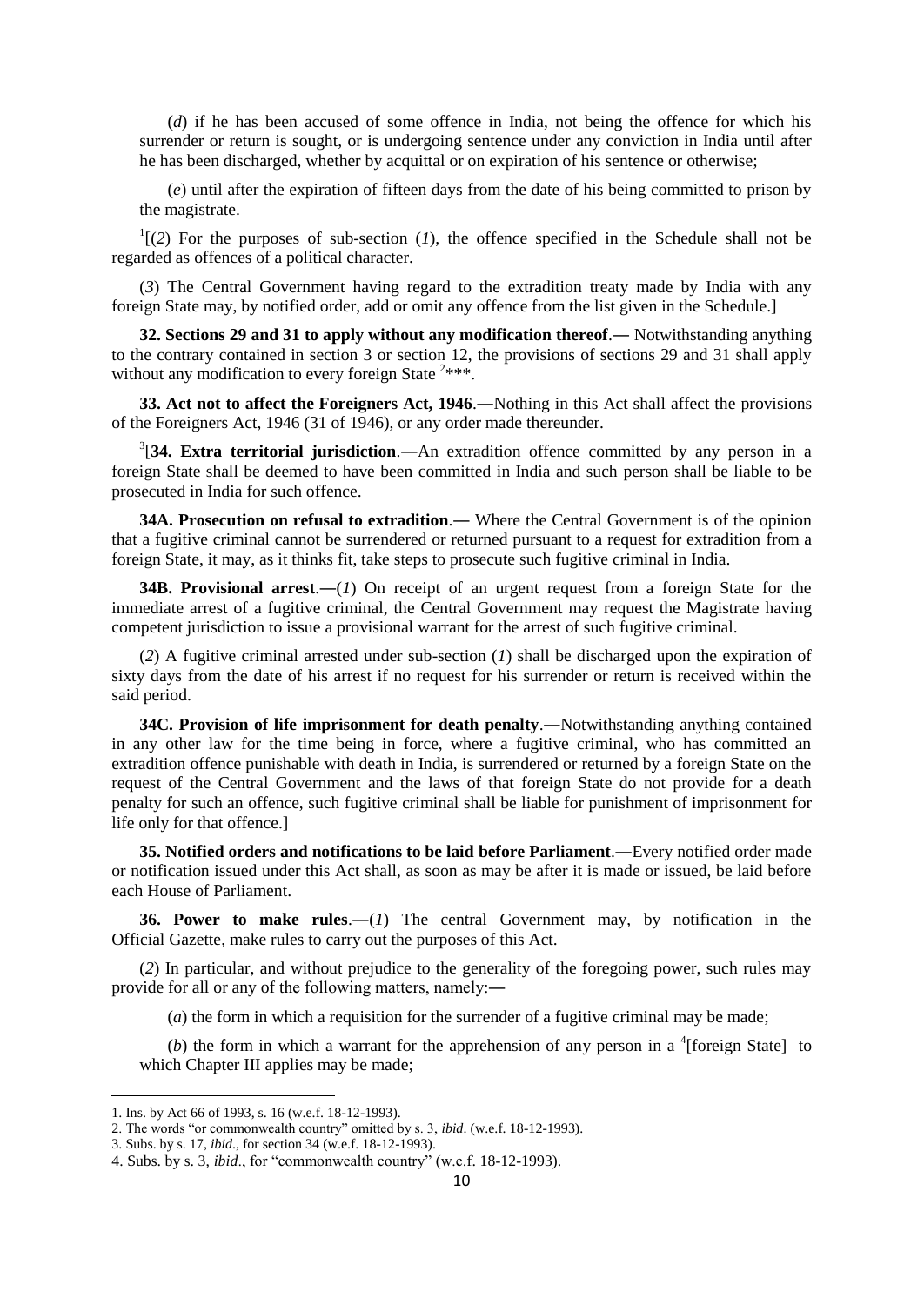(*d*) if he has been accused of some offence in India, not being the offence for which his surrender or return is sought, or is undergoing sentence under any conviction in India until after he has been discharged, whether by acquittal or on expiration of his sentence or otherwise;

(*e*) until after the expiration of fifteen days from the date of his being committed to prison by the magistrate.

[1][(*2*) For the purposes of sub-section (*1*), the offence specified in the Schedule shall not be regarded as offences of a political character.

(*3*) The Central Government having regard to the extradition treaty made by India with any foreign State may, by notified order, add or omit any offence from the list given in the Schedule.]

**32. Sections 29 and 31 to apply without any modification thereof**.― Notwithstanding anything to the contrary contained in section 3 or section 12, the provisions of sections 29 and 31 shall apply without any modification to every foreign State [2]***.

**33. Act not to affect the Foreigners Act, 1946**.―Nothing in this Act shall affect the provisions of the Foreigners Act, 1946 (31 of 1946), or any order made thereunder.

[3][**34. Extra territorial jurisdiction**.―An extradition offence committed by any person in a foreign State shall be deemed to have been committed in India and such person shall be liable to be prosecuted in India for such offence.

**34A. Prosecution on refusal to extradition**.― Where the Central Government is of the opinion that a fugitive criminal cannot be surrendered or returned pursuant to a request for extradition from a foreign State, it may, as it thinks fit, take steps to prosecute such fugitive criminal in India.

**34B. Provisional arrest**.―(*1*) On receipt of an urgent request from a foreign State for the immediate arrest of a fugitive criminal, the Central Government may request the Magistrate having competent jurisdiction to issue a provisional warrant for the arrest of such fugitive criminal.

(*2*) A fugitive criminal arrested under sub-section (*1*) shall be discharged upon the expiration of sixty days from the date of his arrest if no request for his surrender or return is received within the said period.

**34C. Provision of life imprisonment for death penalty**.―Notwithstanding anything contained in any other law for the time being in force, where a fugitive criminal, who has committed an extradition offence punishable with death in India, is surrendered or returned by a foreign State on the request of the Central Government and the laws of that foreign State do not provide for a death penalty for such an offence, such fugitive criminal shall be liable for punishment of imprisonment for life only for that offence.]

**35. Notified orders and notifications to be laid before Parliament**.―Every notified order made or notification issued under this Act shall, as soon as may be after it is made or issued, be laid before each House of Parliament.

**36. Power to make rules**.―(*1*) The central Government may, by notification in the Official Gazette, make rules to carry out the purposes of this Act.

(*2*) In particular, and without prejudice to the generality of the foregoing power, such rules may provide for all or any of the following matters, namely:―

(*a*) the form in which a requisition for the surrender of a fugitive criminal may be made;

(*b*) the form in which a warrant for the apprehension of any person in a [4][foreign State] to which Chapter III applies may be made;

---

1. Ins. by Act 66 of 1993, s. 16 (w.e.f. 18-12-1993).
2. The words "or commonwealth country" omitted by s. 3, *ibid*. (w.e.f. 18-12-1993).
3. Subs. by s. 17, *ibid*., for section 34 (w.e.f. 18-12-1993).
4. Subs. by s. 3, *ibid*., for "commonwealth country" (w.e.f. 18-12-1993).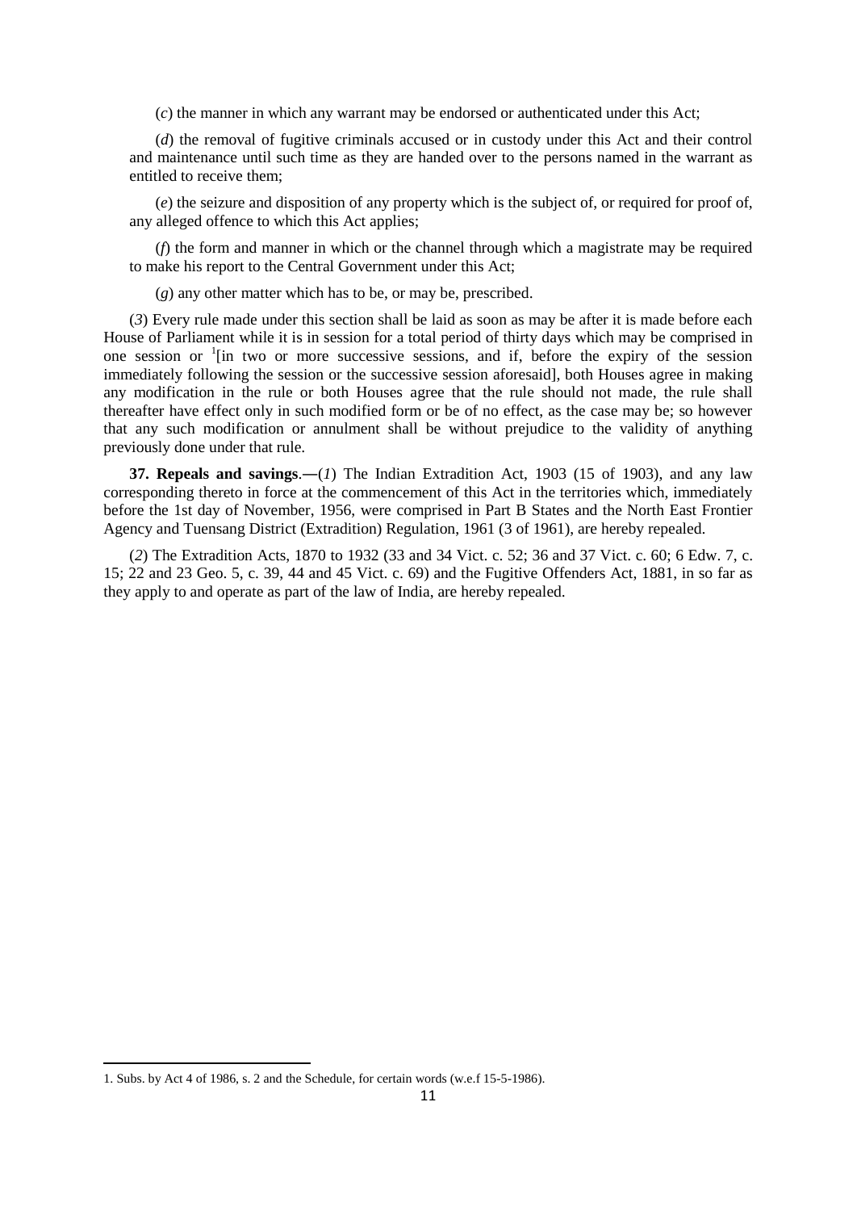(*c*) the manner in which any warrant may be endorsed or authenticated under this Act;

(*d*) the removal of fugitive criminals accused or in custody under this Act and their control and maintenance until such time as they are handed over to the persons named in the warrant as entitled to receive them;

(*e*) the seizure and disposition of any property which is the subject of, or required for proof of, any alleged offence to which this Act applies;

(*f*) the form and manner in which or the channel through which a magistrate may be required to make his report to the Central Government under this Act;

(*g*) any other matter which has to be, or may be, prescribed.

(*3*) Every rule made under this section shall be laid as soon as may be after it is made before each House of Parliament while it is in session for a total period of thirty days which may be comprised in one session or [1][in two or more successive sessions, and if, before the expiry of the session immediately following the session or the successive session aforesaid], both Houses agree in making any modification in the rule or both Houses agree that the rule should not made, the rule shall thereafter have effect only in such modified form or be of no effect, as the case may be; so however that any such modification or annulment shall be without prejudice to the validity of anything previously done under that rule.

**37. Repeals and savings**.―(*1*) The Indian Extradition Act, 1903 (15 of 1903), and any law corresponding thereto in force at the commencement of this Act in the territories which, immediately before the 1st day of November, 1956, were comprised in Part B States and the North East Frontier Agency and Tuensang District (Extradition) Regulation, 1961 (3 of 1961), are hereby repealed.

(*2*) The Extradition Acts, 1870 to 1932 (33 and 34 Vict. c. 52; 36 and 37 Vict. c. 60; 6 Edw. 7, c. 15; 22 and 23 Geo. 5, c. 39, 44 and 45 Vict. c. 69) and the Fugitive Offenders Act, 1881, in so far as they apply to and operate as part of the law of India, are hereby repealed.

1. Subs. by Act 4 of 1986, s. 2 and the Schedule, for certain words (w.e.f 15-5-1986).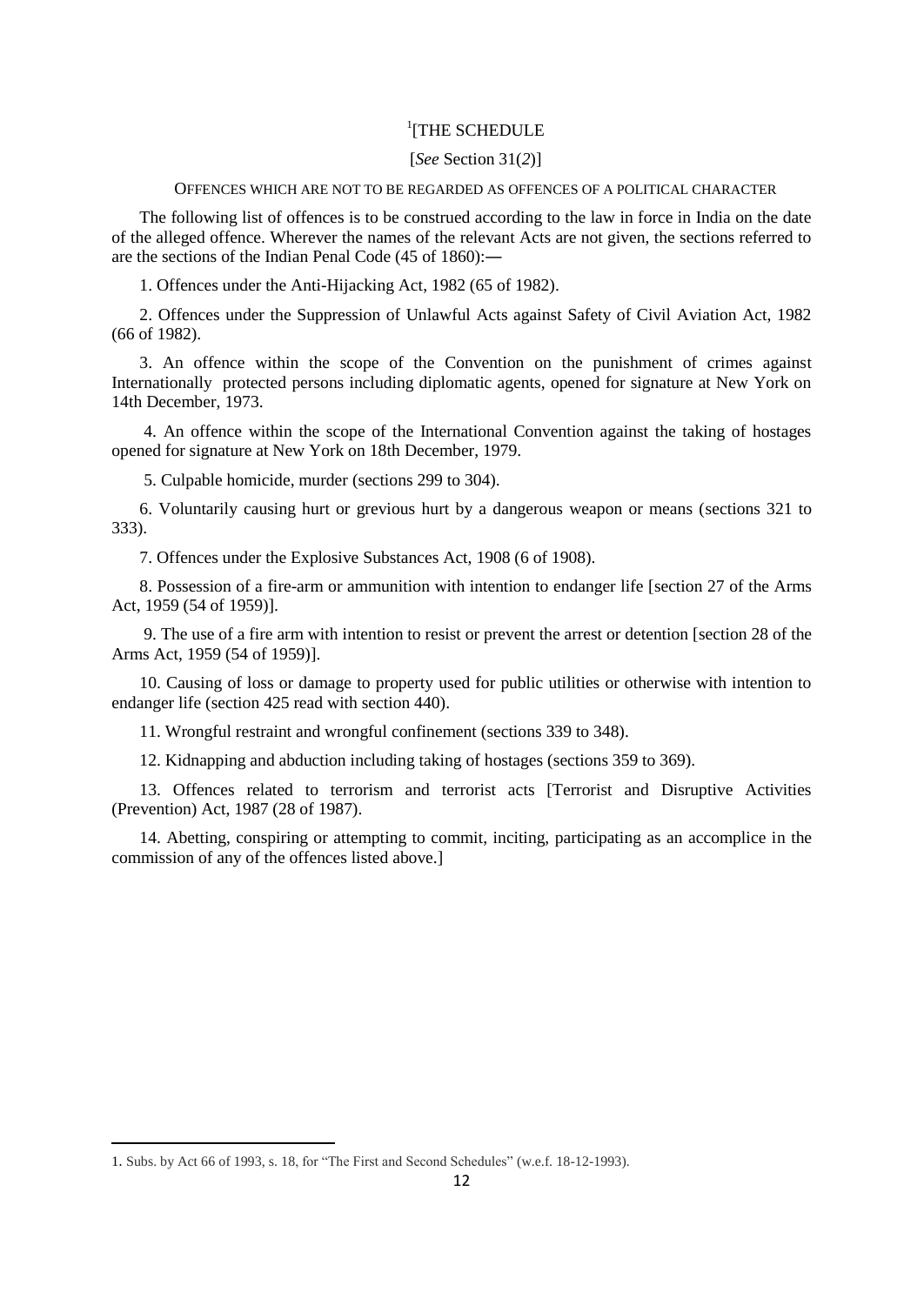# [1][THE SCHEDULE

[*See* Section 31(*2*)]

OFFENCES WHICH ARE NOT TO BE REGARDED AS OFFENCES OF A POLITICAL CHARACTER

The following list of offences is to be construed according to the law in force in India on the date of the alleged offence. Wherever the names of the relevant Acts are not given, the sections referred to are the sections of the Indian Penal Code (45 of 1860):—

1. Offences under the Anti-Hijacking Act, 1982 (65 of 1982).

2. Offences under the Suppression of Unlawful Acts against Safety of Civil Aviation Act, 1982 (66 of 1982).

3. An offence within the scope of the Convention on the punishment of crimes against Internationally protected persons including diplomatic agents, opened for signature at New York on 14th December, 1973.

4. An offence within the scope of the International Convention against the taking of hostages opened for signature at New York on 18th December, 1979.

5. Culpable homicide, murder (sections 299 to 304).

6. Voluntarily causing hurt or grevious hurt by a dangerous weapon or means (sections 321 to 333).

7. Offences under the Explosive Substances Act, 1908 (6 of 1908).

8. Possession of a fire-arm or ammunition with intention to endanger life [section 27 of the Arms Act, 1959 (54 of 1959)].

9. The use of a fire arm with intention to resist or prevent the arrest or detention [section 28 of the Arms Act, 1959 (54 of 1959)].

10. Causing of loss or damage to property used for public utilities or otherwise with intention to endanger life (section 425 read with section 440).

11. Wrongful restraint and wrongful confinement (sections 339 to 348).

12. Kidnapping and abduction including taking of hostages (sections 359 to 369).

13. Offences related to terrorism and terrorist acts [Terrorist and Disruptive Activities (Prevention) Act, 1987 (28 of 1987).

14. Abetting, conspiring or attempting to commit, inciting, participating as an accomplice in the commission of any of the offences listed above.]

---

1. Subs. by Act 66 of 1993, s. 18, for "The First and Second Schedules" (w.e.f. 18-12-1993).